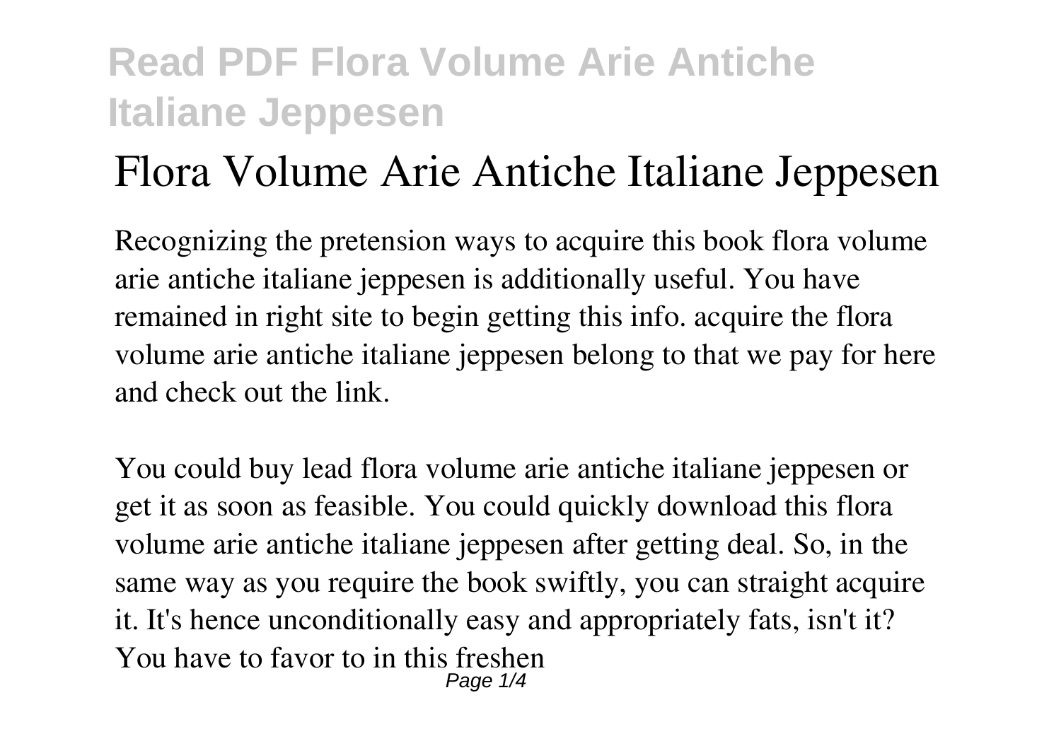# Flora Volume Arie Antiche Italiane Jeppesen

Recognizing the pretension ways to acquire this book flora volume arie antiche italiane jeppesen is additionally useful. You have remained in right site to begin getting this info. acquire the flora volume arie antiche italiane jeppesen belong to that we pay for here and check out the link.

You could buy lead flora volume arie antiche italiane jeppesen or get it as soon as feasible. You could quickly download this flora volume arie antiche italiane jeppesen after getting deal. So, in the same way as you require the book swiftly, you can straight acquire it. It's hence unconditionally easy and appropriately fats, isn't it? You have to favor to in this freshen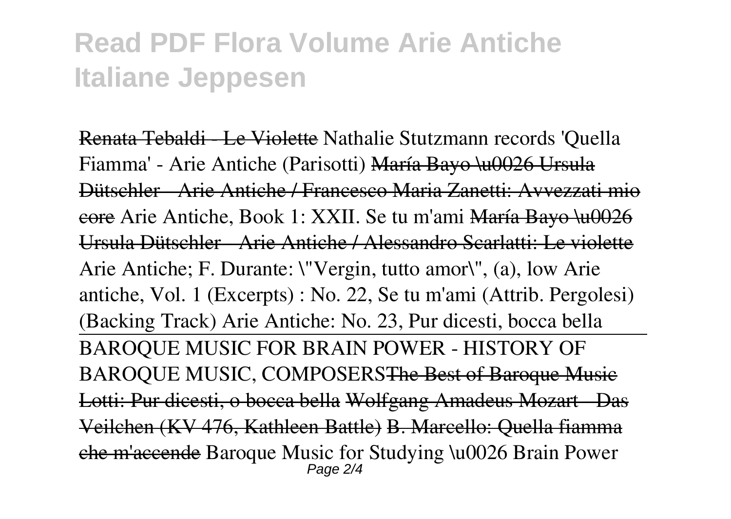# Read PDF Flora Volume Arie Antiche Italiane Jeppesen

Renata Tebaldi - Le Violette *Nathalie Stutzmann records 'Quella Fiamma' - Arie Antiche (Parisotti)* María Bayo \u0026 Ursula Dütschler - Arie Antiche / Francesco Maria Zanetti: Avvezzati mio core *Arie Antiche, Book 1: XXII. Se tu m'ami* María Bayo \u0026 Ursula Dütschler - Arie Antiche / Alessandro Scarlatti: Le violette *Arie Antiche; F. Durante: \"Vergin, tutto amor\", (a), low* *Arie antiche, Vol. 1 (Excerpts) : No. 22, Se tu m'ami (Attrib. Pergolesi) (Backing Track)* *Arie Antiche: No. 23, Pur dicesti, bocca bella*

BAROQUE MUSIC FOR BRAIN POWER - HISTORY OF BAROQUE MUSIC, COMPOSERS The Best of Baroque Music Lotti: Pur dicesti, o bocca bella Wolfgang Amadeus Mozart - Das Veilchen (KV 476, Kathleen Battle) B. Marcello: Quella fiamma che m'accende *Baroque Music for Studying \u0026 Brain Power*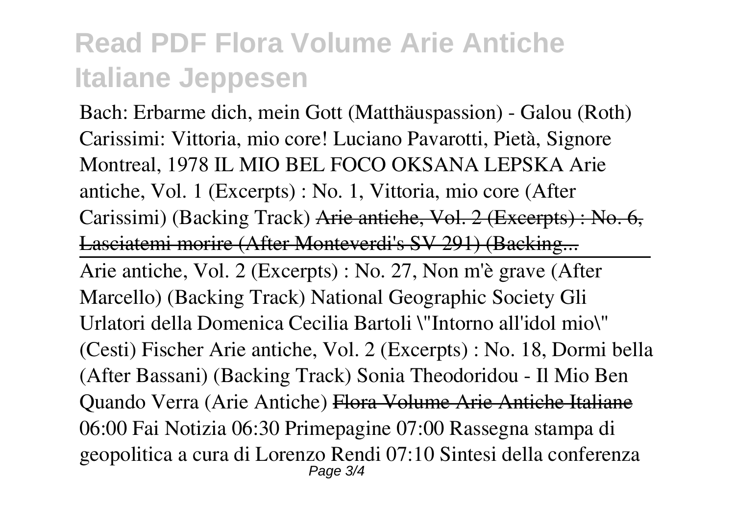Bach: Erbarme dich, mein Gott (Matthäuspassion) - Galou (Roth) Carissimi: Vittoria, mio core! Luciano Pavarotti, Pietà, Signore Montreal, 1978 IL MIO BEL FOCO OKSANA LEPSKA Arie antiche, Vol. 1 (Excerpts) : No. 1, Vittoria, mio core (After Carissimi) (Backing Track) ~~Arie antiche, Vol. 2 (Excerpts) : No. 6, Lasciatemi morire (After Monteverdi's SV 291) (Backing...~~

Arie antiche, Vol. 2 (Excerpts) : No. 27, Non m'è grave (After Marcello) (Backing Track) National Geographic Society Gli Urlatori della Domenica Cecilia Bartoli \"Intorno all'idol mio\" (Cesti) Fischer Arie antiche, Vol. 2 (Excerpts) : No. 18, Dormi bella (After Bassani) (Backing Track) Sonia Theodoridou - Il Mio Ben Quando Verra (Arie Antiche) ~~Flora Volume Arie Antiche Italiane~~
06:00 Fai Notizia 06:30 Primepagine 07:00 Rassegna stampa di geopolitica a cura di Lorenzo Rendi 07:10 Sintesi della conferenza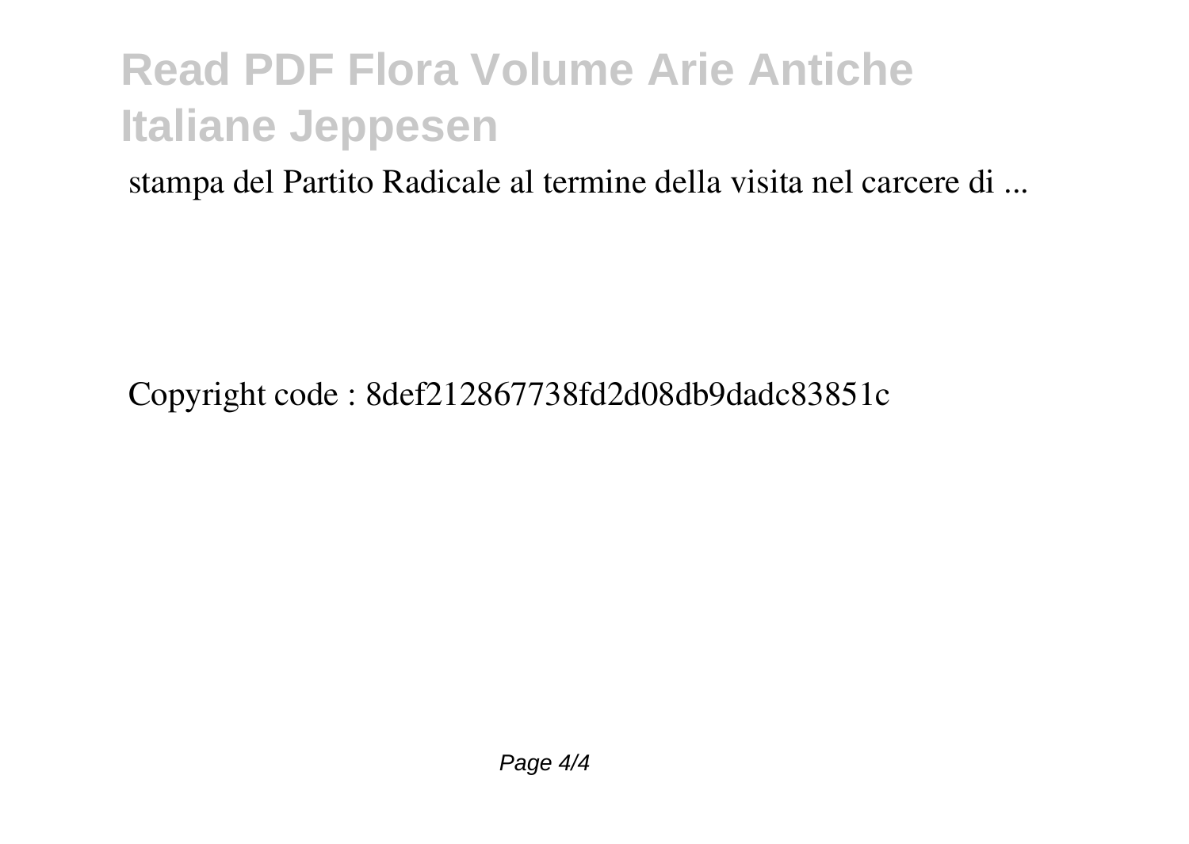stampa del Partito Radicale al termine della visita nel carcere di ...

Copyright code : 8def212867738fd2d08db9dadc83851c